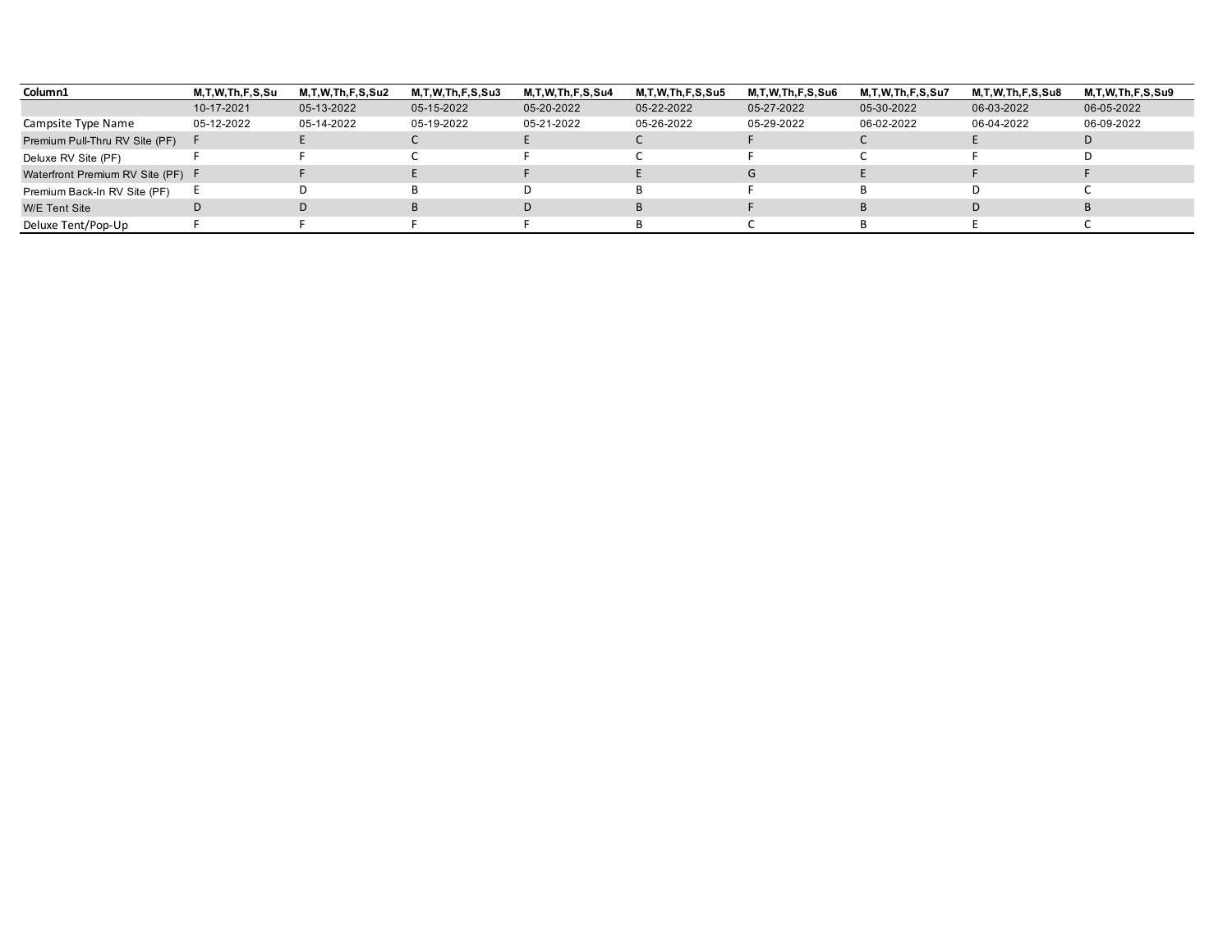| Column1 | M,T,W,Th,F,S,Su | M,T,W,Th,F,S,Su2 | M,T,W,Th,F,S,Su3 | M,T,W,Th,F,S,Su4 | M,T,W,Th,F,S,Su5 | M,T,W,Th,F,S,Su6 | M,T,W,Th,F,S,Su7 | M,T,W,Th,F,S,Su8 | M,T,W,Th,F,S,Su9 |
|---|---|---|---|---|---|---|---|---|---|
| | 10-17-2021 | 05-13-2022 | 05-15-2022 | 05-20-2022 | 05-22-2022 | 05-27-2022 | 05-30-2022 | 06-03-2022 | 06-05-2022 |
| Campsite Type Name | 05-12-2022 | 05-14-2022 | 05-19-2022 | 05-21-2022 | 05-26-2022 | 05-29-2022 | 06-02-2022 | 06-04-2022 | 06-09-2022 |
| Premium Pull-Thru RV Site (PF) | F | E | C | E | C | F | C | E | D |
| Deluxe RV Site (PF) | F | F | C | F | C | F | C | F | D |
| Waterfront Premium RV Site (PF) | F | F | E | F | E | G | E | F | F |
| Premium Back-In RV Site (PF) | E | D | B | D | B | F | B | D | C |
| W/E Tent Site | D | D | B | D | B | F | B | D | B |
| Deluxe Tent/Pop-Up | F | F | F | F | B | C | B | E | C |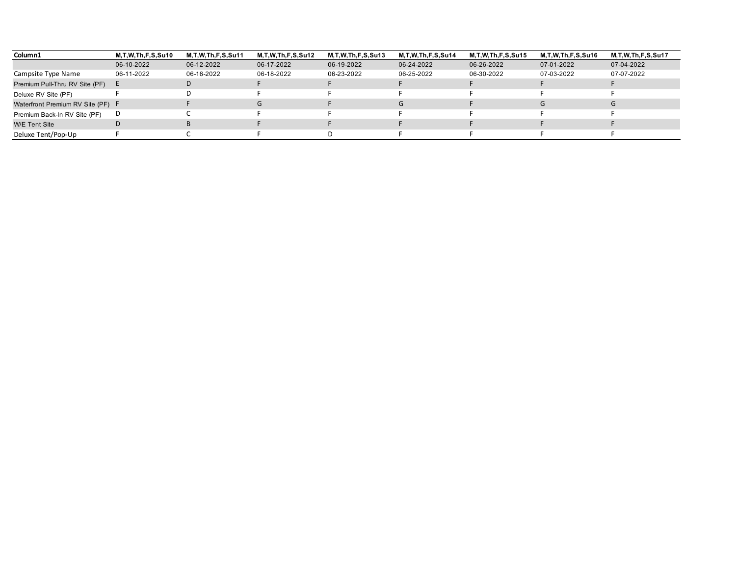| Column1 | M,T,W,Th,F,S,Su10 | M,T,W,Th,F,S,Su11 | M,T,W,Th,F,S,Su12 | M,T,W,Th,F,S,Su13 | M,T,W,Th,F,S,Su14 | M,T,W,Th,F,S,Su15 | M,T,W,Th,F,S,Su16 | M,T,W,Th,F,S,Su17 |
|---|---|---|---|---|---|---|---|---|
| | 06-10-2022 | 06-12-2022 | 06-17-2022 | 06-19-2022 | 06-24-2022 | 06-26-2022 | 07-01-2022 | 07-04-2022 |
| Campsite Type Name | 06-11-2022 | 06-16-2022 | 06-18-2022 | 06-23-2022 | 06-25-2022 | 06-30-2022 | 07-03-2022 | 07-07-2022 |
| Premium Pull-Thru RV Site (PF) | E | D | F | F | F | F | F | F |
| Deluxe RV Site (PF) | F | D | F | F | F | F | F | F |
| Waterfront Premium RV Site (PF) | F | F | G | F | G | F | G | G |
| Premium Back-In RV Site (PF) | D | C | F | F | F | F | F | F |
| W/E Tent Site | D | B | F | F | F | F | F | F |
| Deluxe Tent/Pop-Up | F | C | F | D | F | F | F | F |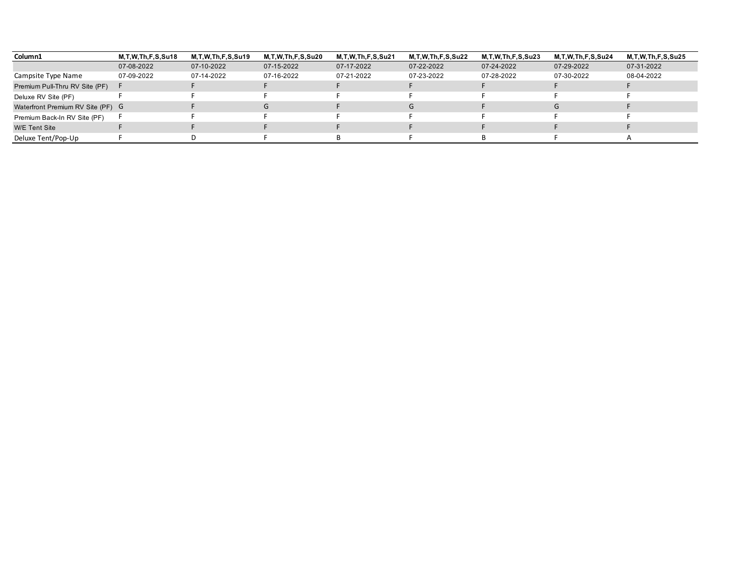| Column1 | M,T,W,Th,F,S,Su18 | M,T,W,Th,F,S,Su19 | M,T,W,Th,F,S,Su20 | M,T,W,Th,F,S,Su21 | M,T,W,Th,F,S,Su22 | M,T,W,Th,F,S,Su23 | M,T,W,Th,F,S,Su24 | M,T,W,Th,F,S,Su25 |
|---|---|---|---|---|---|---|---|---|
| | 07-08-2022 | 07-10-2022 | 07-15-2022 | 07-17-2022 | 07-22-2022 | 07-24-2022 | 07-29-2022 | 07-31-2022 |
| Campsite Type Name | 07-09-2022 | 07-14-2022 | 07-16-2022 | 07-21-2022 | 07-23-2022 | 07-28-2022 | 07-30-2022 | 08-04-2022 |
| Premium Pull-Thru RV Site (PF) | F | F | F | F | F | F | F | F |
| Deluxe RV Site (PF) | F | F | F | F | F | F | F | F |
| Waterfront Premium RV Site (PF) | G | F | G | F | G | F | G | F |
| Premium Back-In RV Site (PF) | F | F | F | F | F | F | F | F |
| W/E Tent Site | F | F | F | F | F | F | F | F |
| Deluxe Tent/Pop-Up | F | D | F | B | F | B | F | A |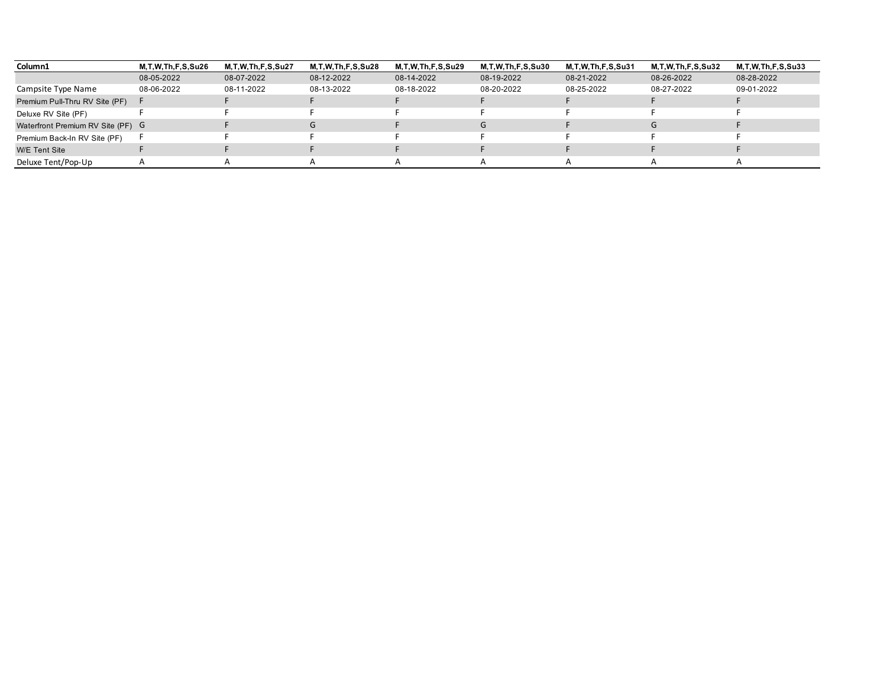| Column1 | M,T,W,Th,F,S,Su26 | M,T,W,Th,F,S,Su27 | M,T,W,Th,F,S,Su28 | M,T,W,Th,F,S,Su29 | M,T,W,Th,F,S,Su30 | M,T,W,Th,F,S,Su31 | M,T,W,Th,F,S,Su32 | M,T,W,Th,F,S,Su33 |
|---|---|---|---|---|---|---|---|---|
| | 08-05-2022 | 08-07-2022 | 08-12-2022 | 08-14-2022 | 08-19-2022 | 08-21-2022 | 08-26-2022 | 08-28-2022 |
| Campsite Type Name | 08-06-2022 | 08-11-2022 | 08-13-2022 | 08-18-2022 | 08-20-2022 | 08-25-2022 | 08-27-2022 | 09-01-2022 |
| Premium Pull-Thru RV Site (PF) | F | F | F | F | F | F | F | F |
| Deluxe RV Site (PF) | F | F | F | F | F | F | F | F |
| Waterfront Premium RV Site (PF) | G | F | G | F | G | F | G | F |
| Premium Back-In RV Site (PF) | F | F | F | F | F | F | F | F |
| W/E Tent Site | F | F | F | F | F | F | F | F |
| Deluxe Tent/Pop-Up | A | A | A | A | A | A | A | A |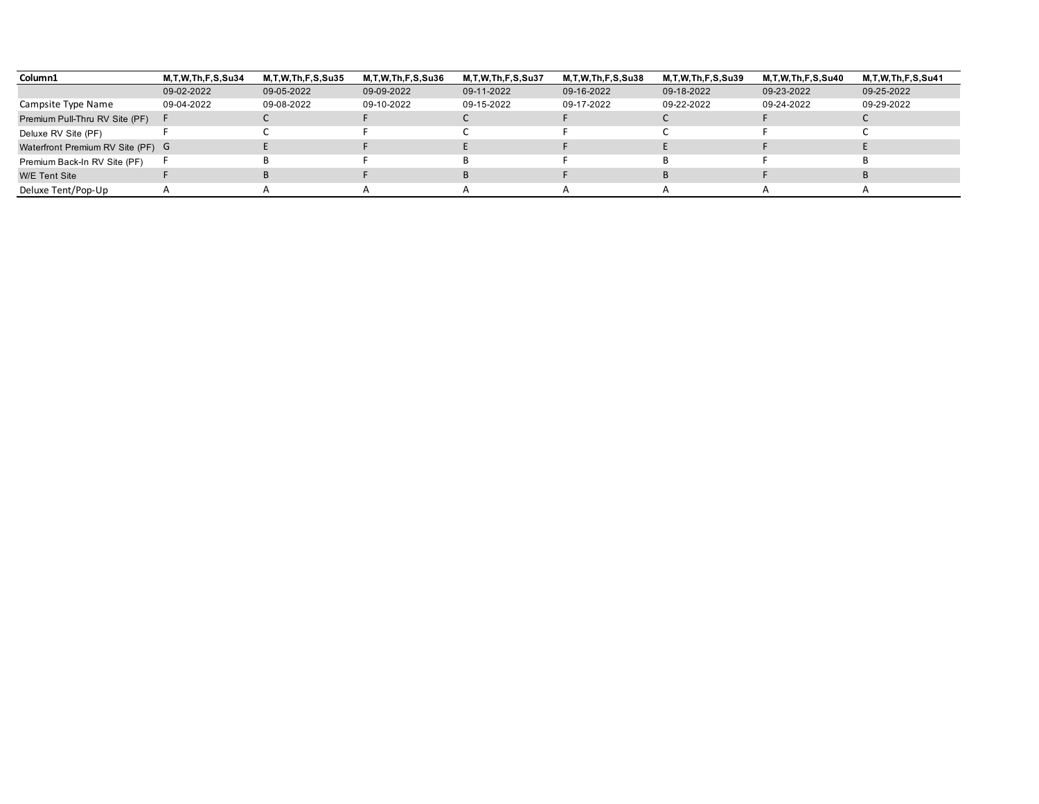| Column1 | M,T,W,Th,F,S,Su34 | M,T,W,Th,F,S,Su35 | M,T,W,Th,F,S,Su36 | M,T,W,Th,F,S,Su37 | M,T,W,Th,F,S,Su38 | M,T,W,Th,F,S,Su39 | M,T,W,Th,F,S,Su40 | M,T,W,Th,F,S,Su41 |
|---|---|---|---|---|---|---|---|---|
| | 09-02-2022 | 09-05-2022 | 09-09-2022 | 09-11-2022 | 09-16-2022 | 09-18-2022 | 09-23-2022 | 09-25-2022 |
| Campsite Type Name | 09-04-2022 | 09-08-2022 | 09-10-2022 | 09-15-2022 | 09-17-2022 | 09-22-2022 | 09-24-2022 | 09-29-2022 |
| Premium Pull-Thru RV Site (PF) | F | C | F | C | F | C | F | C |
| Deluxe RV Site (PF) | F | C | F | C | F | C | F | C |
| Waterfront Premium RV Site (PF) | G | E | F | E | F | E | F | E |
| Premium Back-In RV Site (PF) | F | B | F | B | F | B | F | B |
| W/E Tent Site | F | B | F | B | F | B | F | B |
| Deluxe Tent/Pop-Up | A | A | A | A | A | A | A | A |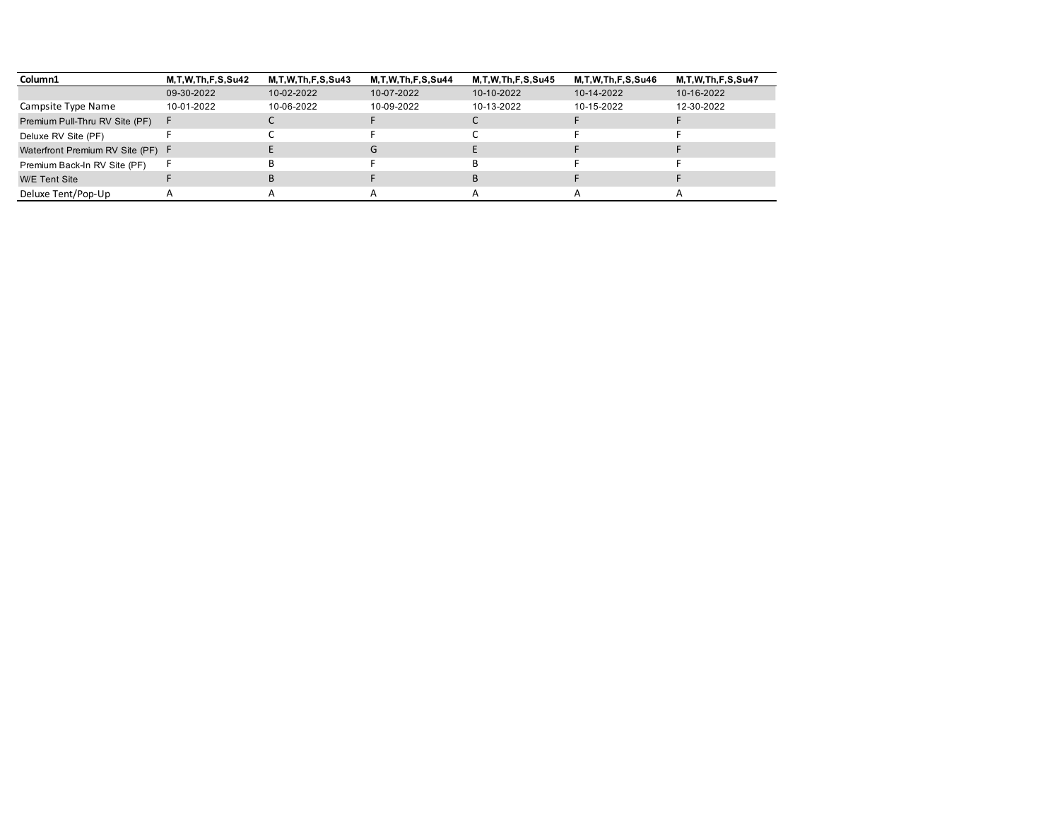| Column1 | M,T,W,Th,F,S,Su42 | M,T,W,Th,F,S,Su43 | M,T,W,Th,F,S,Su44 | M,T,W,Th,F,S,Su45 | M,T,W,Th,F,S,Su46 | M,T,W,Th,F,S,Su47 |
|---|---|---|---|---|---|---|
| | 09-30-2022 | 10-02-2022 | 10-07-2022 | 10-10-2022 | 10-14-2022 | 10-16-2022 |
| Campsite Type Name | 10-01-2022 | 10-06-2022 | 10-09-2022 | 10-13-2022 | 10-15-2022 | 12-30-2022 |
| Premium Pull-Thru RV Site (PF) | F | C | F | C | F | F |
| Deluxe RV Site (PF) | F | C | F | C | F | F |
| Waterfront Premium RV Site (PF) | F | E | G | E | F | F |
| Premium Back-In RV Site (PF) | F | B | F | B | F | F |
| W/E Tent Site | F | B | F | B | F | F |
| Deluxe Tent/Pop-Up | A | A | A | A | A | A |